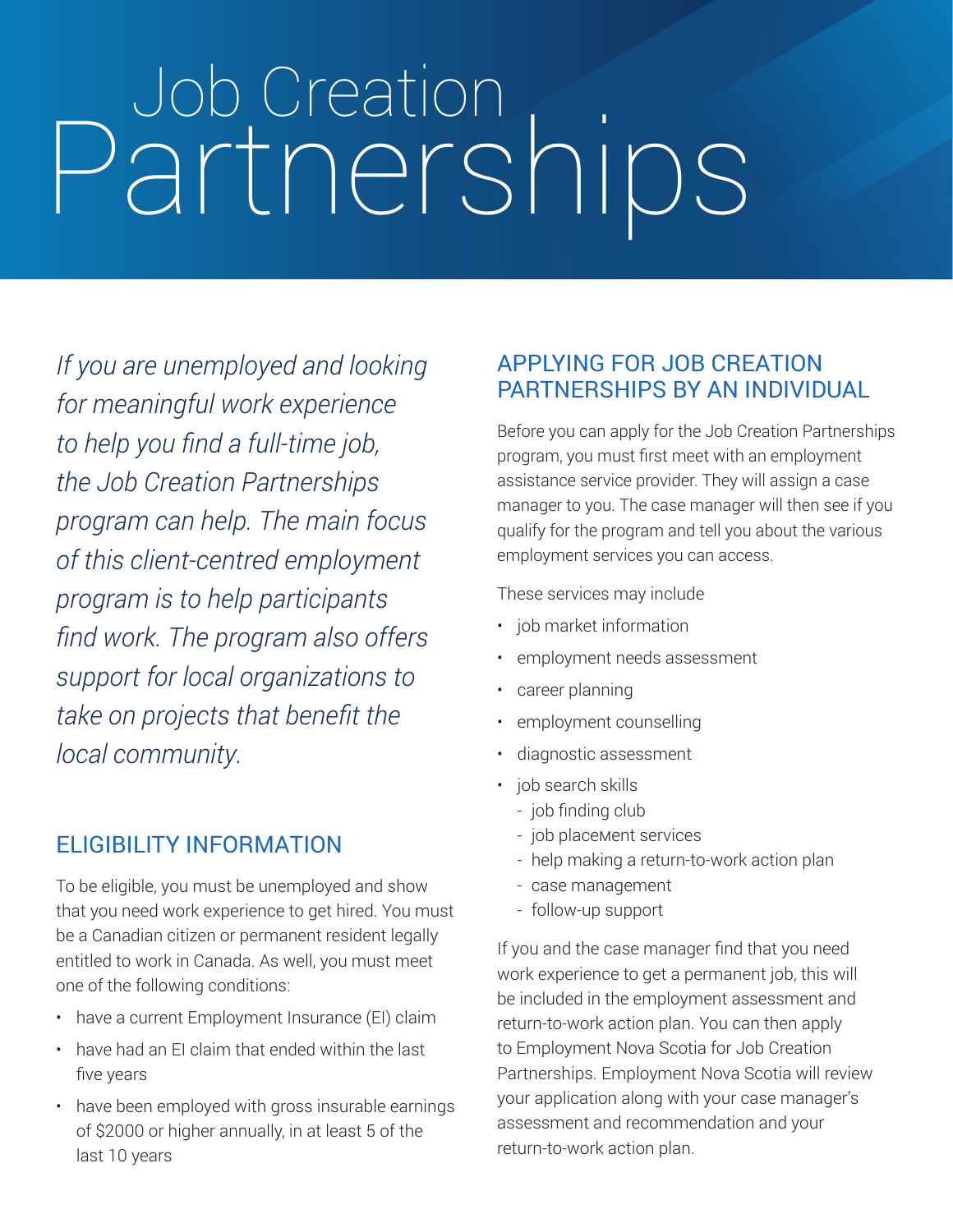# Job Creation Partnerships

*If you are unemployed and looking for meaningful work experience to help you find a full-time job, the Job Creation Partnerships program can help. The main focus of this client-centred employment program is to help participants find work. The program also offers support for local organizations to take on projects that benefit the local community.*

## ELIGIBILITY INFORMATION

To be eligible, you must be unemployed and show that you need work experience to get hired. You must be a Canadian citizen or permanent resident legally entitled to work in Canada. As well, you must meet one of the following conditions:

- have a current Employment Insurance (EI) claim
- have had an EI claim that ended within the last five years
- have been employed with gross insurable earnings of $2000 or higher annually, in at least 5 of the last 10 years

## APPLYING FOR JOB CREATION PARTNERSHIPS BY AN INDIVIDUAL

Before you can apply for the Job Creation Partnerships program, you must first meet with an employment assistance service provider. They will assign a case manager to you. The case manager will then see if you qualify for the program and tell you about the various employment services you can access.

These services may include

- job market information
- employment needs assessment
- career planning
- employment counselling
- diagnostic assessment
- job search skills
  - job finding club
  - job placement services
  - help making a return-to-work action plan
  - case management
  - follow-up support

If you and the case manager find that you need work experience to get a permanent job, this will be included in the employment assessment and return-to-work action plan. You can then apply to Employment Nova Scotia for Job Creation Partnerships. Employment Nova Scotia will review your application along with your case manager's assessment and recommendation and your return-to-work action plan.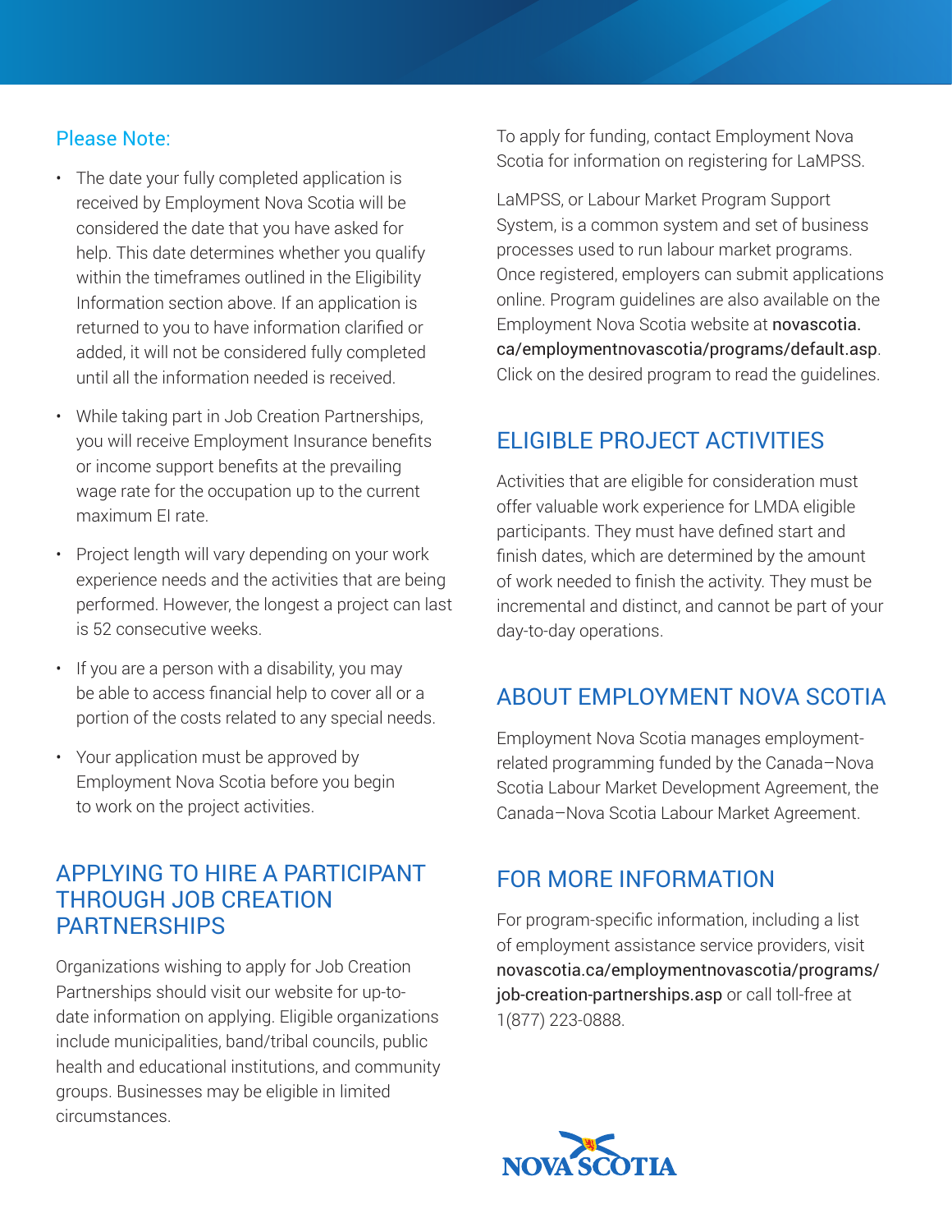### Please Note:

- The date your fully completed application is received by Employment Nova Scotia will be considered the date that you have asked for help. This date determines whether you qualify within the timeframes outlined in the Eligibility Information section above. If an application is returned to you to have information clarified or added, it will not be considered fully completed until all the information needed is received.
- While taking part in Job Creation Partnerships, you will receive Employment Insurance benefits or income support benefits at the prevailing wage rate for the occupation up to the current maximum EI rate.
- Project length will vary depending on your work experience needs and the activities that are being performed. However, the longest a project can last is 52 consecutive weeks.
- If you are a person with a disability, you may be able to access financial help to cover all or a portion of the costs related to any special needs.
- Your application must be approved by Employment Nova Scotia before you begin to work on the project activities.

## APPLYING TO HIRE A PARTICIPANT THROUGH JOB CREATION PARTNERSHIPS

Organizations wishing to apply for Job Creation Partnerships should visit our website for up-to-date information on applying. Eligible organizations include municipalities, band/tribal councils, public health and educational institutions, and community groups. Businesses may be eligible in limited circumstances.

To apply for funding, contact Employment Nova Scotia for information on registering for LaMPSS.

LaMPSS, or Labour Market Program Support System, is a common system and set of business processes used to run labour market programs. Once registered, employers can submit applications online. Program guidelines are also available on the Employment Nova Scotia website at novascotia.ca/employmentnovascotia/programs/default.asp. Click on the desired program to read the guidelines.

## ELIGIBLE PROJECT ACTIVITIES

Activities that are eligible for consideration must offer valuable work experience for LMDA eligible participants. They must have defined start and finish dates, which are determined by the amount of work needed to finish the activity. They must be incremental and distinct, and cannot be part of your day-to-day operations.

## ABOUT EMPLOYMENT NOVA SCOTIA

Employment Nova Scotia manages employment-related programming funded by the Canada–Nova Scotia Labour Market Development Agreement, the Canada–Nova Scotia Labour Market Agreement.

## FOR MORE INFORMATION

For program-specific information, including a list of employment assistance service providers, visit novascotia.ca/employmentnovascotia/programs/job-creation-partnerships.asp or call toll-free at 1(877) 223-0888.

NOVA SCOTIA